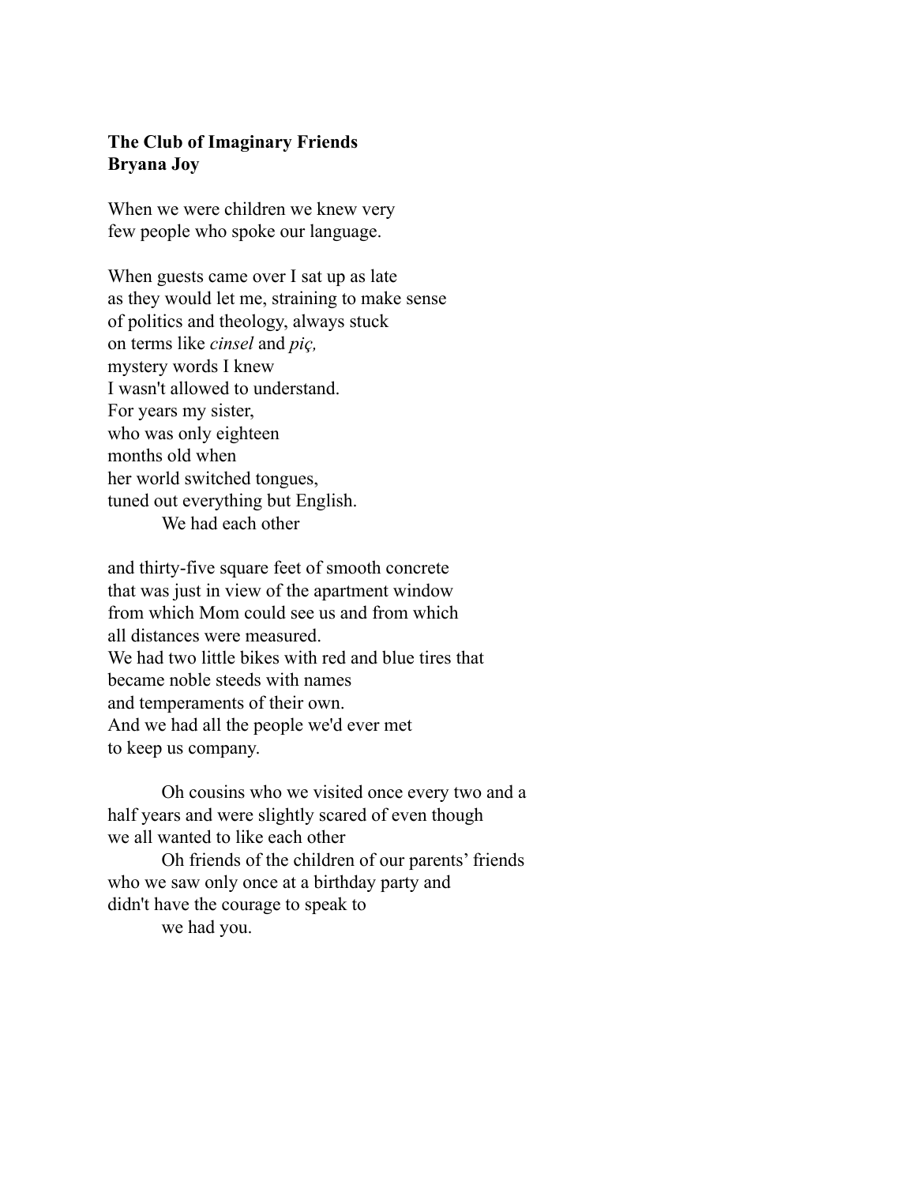**The Club of Imaginary Friends**
**Bryana Joy**

When we were children we knew very
few people who spoke our language.

When guests came over I sat up as late
as they would let me, straining to make sense
of politics and theology, always stuck
on terms like *cinsel* and *piç,*
mystery words I knew
I wasn't allowed to understand.
For years my sister,
who was only eighteen
months old when
her world switched tongues,
tuned out everything but English.
&emsp;&emsp;We had each other

and thirty-five square feet of smooth concrete
that was just in view of the apartment window
from which Mom could see us and from which
all distances were measured.
We had two little bikes with red and blue tires that
became noble steeds with names
and temperaments of their own.
And we had all the people we'd ever met
to keep us company.

&emsp;&emsp;Oh cousins who we visited once every two and a
half years and were slightly scared of even though
we all wanted to like each other
&emsp;&emsp;Oh friends of the children of our parents' friends
who we saw only once at a birthday party and
didn't have the courage to speak to
&emsp;&emsp;we had you.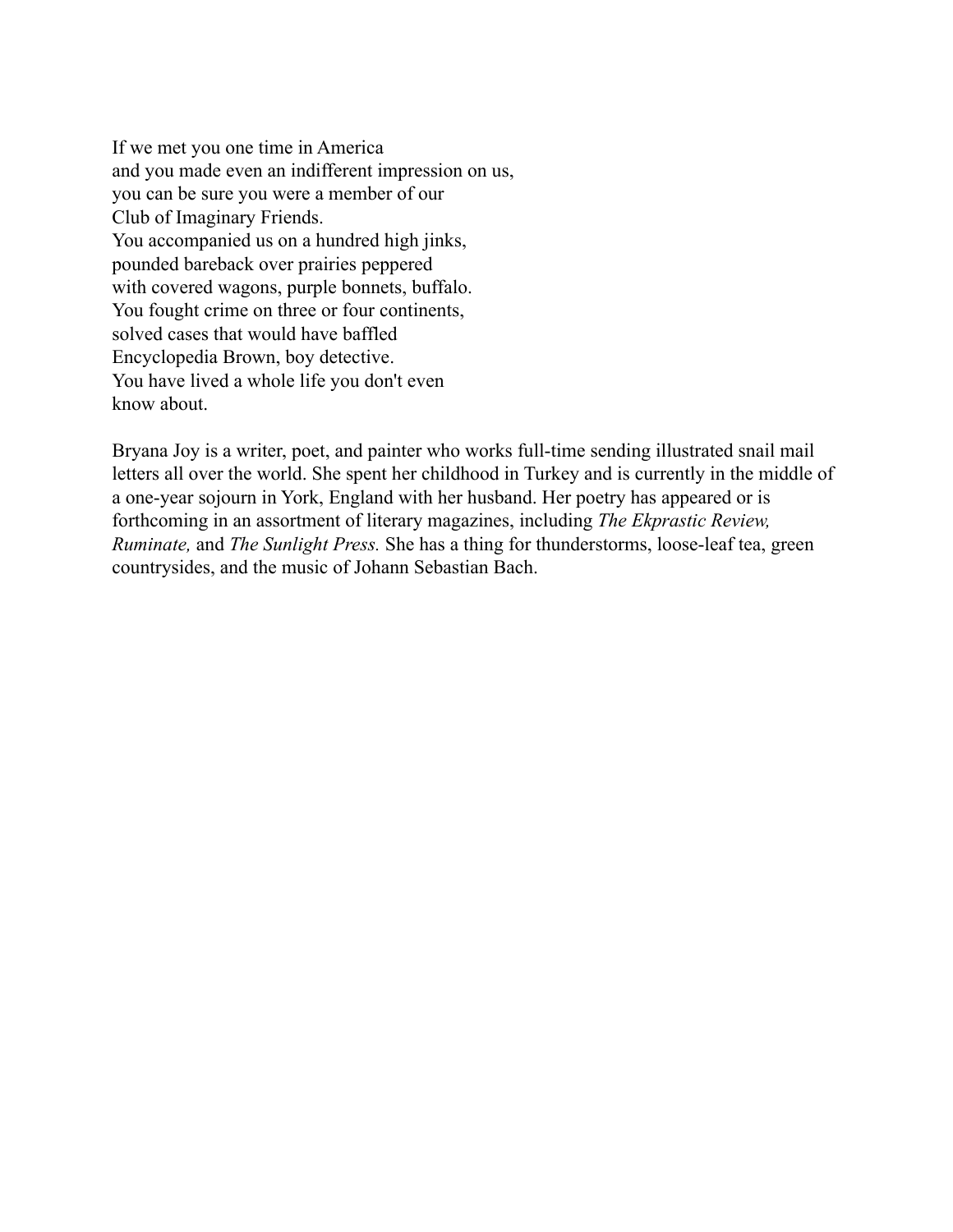If we met you one time in America
and you made even an indifferent impression on us,
you can be sure you were a member of our
Club of Imaginary Friends.
You accompanied us on a hundred high jinks,
pounded bareback over prairies peppered
with covered wagons, purple bonnets, buffalo.
You fought crime on three or four continents,
solved cases that would have baffled
Encyclopedia Brown, boy detective.
You have lived a whole life you don't even
know about.

Bryana Joy is a writer, poet, and painter who works full-time sending illustrated snail mail letters all over the world. She spent her childhood in Turkey and is currently in the middle of a one-year sojourn in York, England with her husband. Her poetry has appeared or is forthcoming in an assortment of literary magazines, including *The Ekprastic Review, Ruminate,* and *The Sunlight Press.* She has a thing for thunderstorms, loose-leaf tea, green countrysides, and the music of Johann Sebastian Bach.